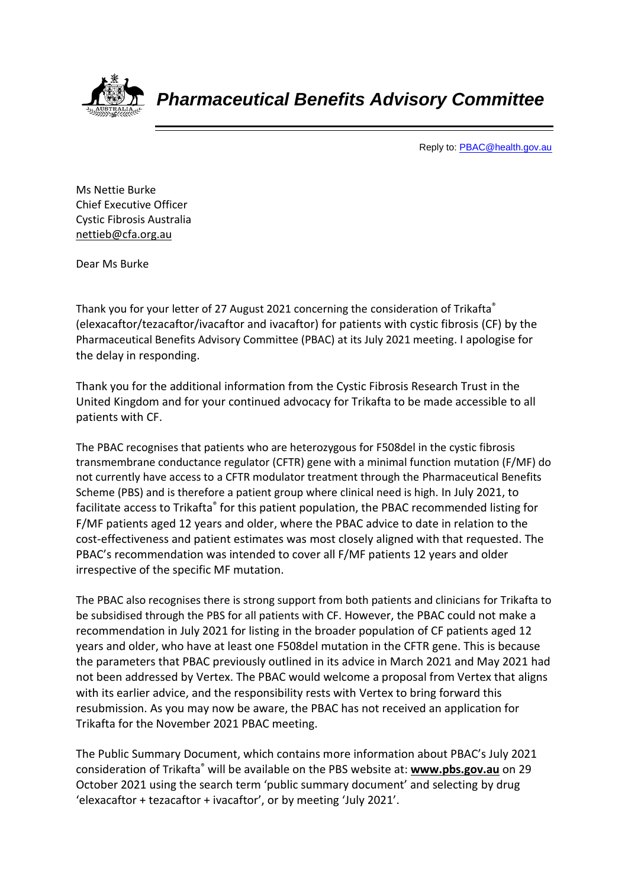# *Pharmaceutical Benefits Advisory Committee*

Reply to: PBAC@health.gov.au

Ms Nettie Burke
Chief Executive Officer
Cystic Fibrosis Australia
nettieb@cfa.org.au

Dear Ms Burke

Thank you for your letter of 27 August 2021 concerning the consideration of Trikafta® (elexacaftor/tezacaftor/ivacaftor and ivacaftor) for patients with cystic fibrosis (CF) by the Pharmaceutical Benefits Advisory Committee (PBAC) at its July 2021 meeting. I apologise for the delay in responding.

Thank you for the additional information from the Cystic Fibrosis Research Trust in the United Kingdom and for your continued advocacy for Trikafta to be made accessible to all patients with CF.

The PBAC recognises that patients who are heterozygous for F508del in the cystic fibrosis transmembrane conductance regulator (CFTR) gene with a minimal function mutation (F/MF) do not currently have access to a CFTR modulator treatment through the Pharmaceutical Benefits Scheme (PBS) and is therefore a patient group where clinical need is high. In July 2021, to facilitate access to Trikafta® for this patient population, the PBAC recommended listing for F/MF patients aged 12 years and older, where the PBAC advice to date in relation to the cost-effectiveness and patient estimates was most closely aligned with that requested. The PBAC's recommendation was intended to cover all F/MF patients 12 years and older irrespective of the specific MF mutation.

The PBAC also recognises there is strong support from both patients and clinicians for Trikafta to be subsidised through the PBS for all patients with CF. However, the PBAC could not make a recommendation in July 2021 for listing in the broader population of CF patients aged 12 years and older, who have at least one F508del mutation in the CFTR gene. This is because the parameters that PBAC previously outlined in its advice in March 2021 and May 2021 had not been addressed by Vertex. The PBAC would welcome a proposal from Vertex that aligns with its earlier advice, and the responsibility rests with Vertex to bring forward this resubmission. As you may now be aware, the PBAC has not received an application for Trikafta for the November 2021 PBAC meeting.

The Public Summary Document, which contains more information about PBAC's July 2021 consideration of Trikafta® will be available on the PBS website at: **www.pbs.gov.au** on 29 October 2021 using the search term 'public summary document' and selecting by drug 'elexacaftor + tezacaftor + ivacaftor', or by meeting 'July 2021'.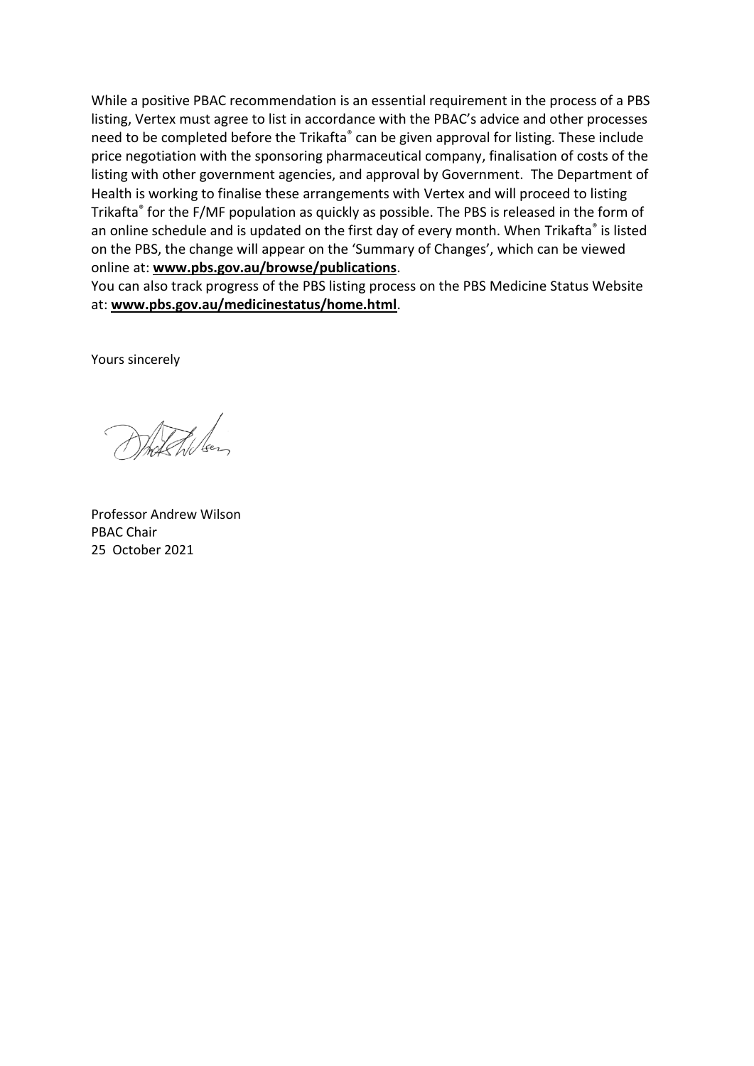While a positive PBAC recommendation is an essential requirement in the process of a PBS listing, Vertex must agree to list in accordance with the PBAC's advice and other processes need to be completed before the Trikafta® can be given approval for listing. These include price negotiation with the sponsoring pharmaceutical company, finalisation of costs of the listing with other government agencies, and approval by Government. The Department of Health is working to finalise these arrangements with Vertex and will proceed to listing Trikafta® for the F/MF population as quickly as possible. The PBS is released in the form of an online schedule and is updated on the first day of every month. When Trikafta® is listed on the PBS, the change will appear on the 'Summary of Changes', which can be viewed online at: **www.pbs.gov.au/browse/publications**.

You can also track progress of the PBS listing process on the PBS Medicine Status Website at: **www.pbs.gov.au/medicinestatus/home.html**.

Yours sincerely

Professor Andrew Wilson
PBAC Chair
25 October 2021